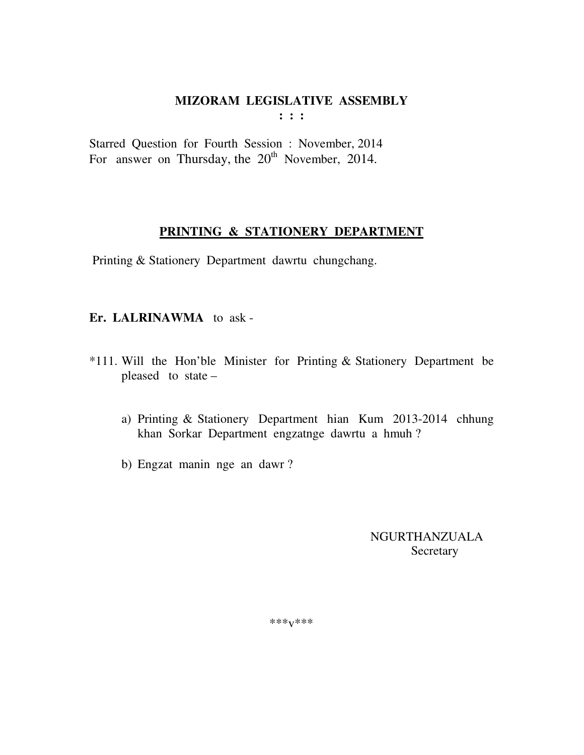# MIZORAM LEGISLATIVE ASSEMBLY

**: : :**

Starred Question for Fourth Session : November, 2014
For answer on Thursday, the 20th November, 2014.

## PRINTING & STATIONERY DEPARTMENT

Printing & Stationery Department dawrtu chungchang.

**Er. LALRINAWMA** to ask -

*111. Will the Hon'ble Minister for Printing & Stationery Department be pleased to state –

a) Printing & Stationery Department hian Kum 2013-2014 chhung khan Sorkar Department engzatnge dawrtu a hmuh ?

b) Engzat manin nge an dawr ?

NGURTHANZUALA
Secretary

***v***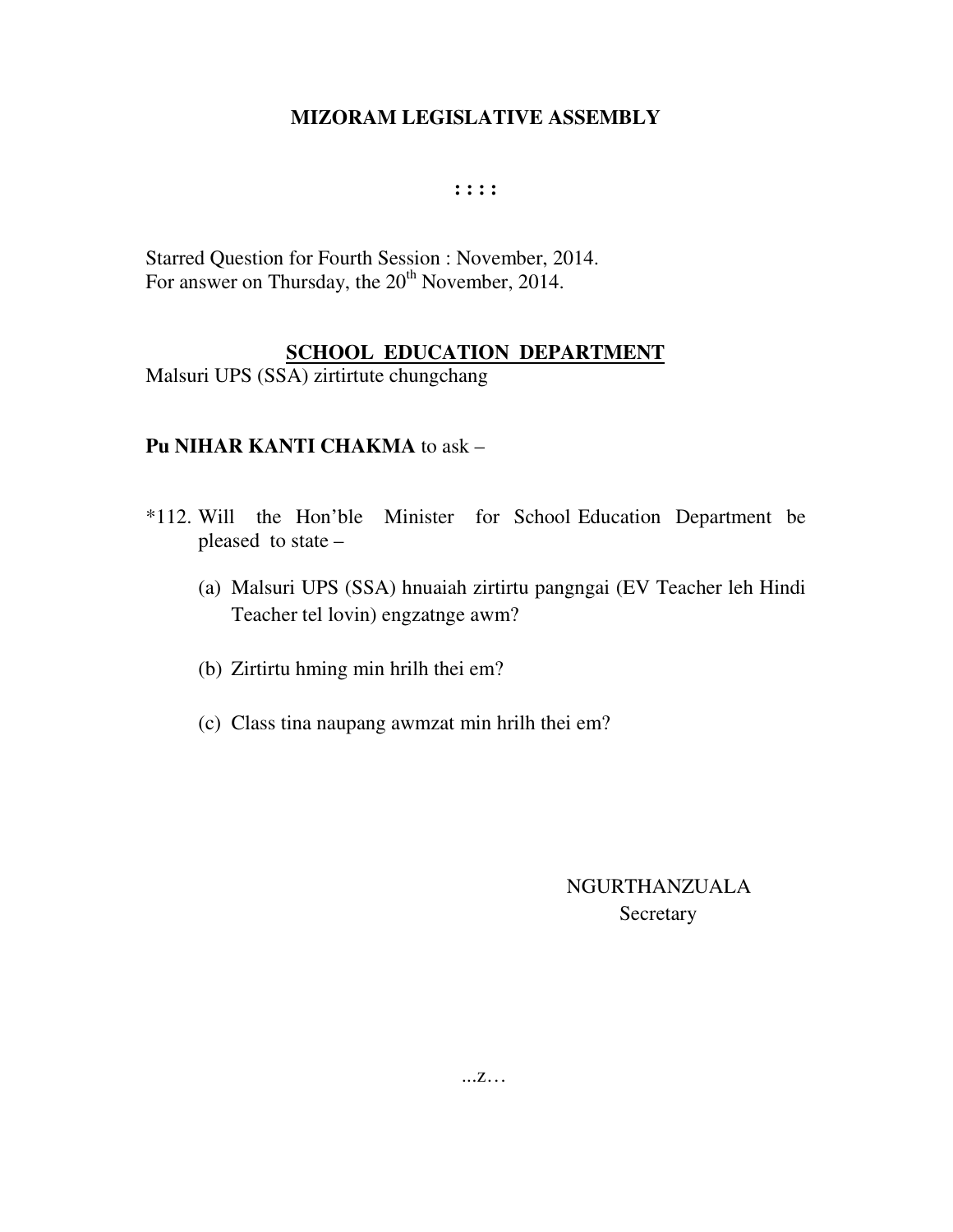# MIZORAM LEGISLATIVE ASSEMBLY

: : : :

Starred Question for Fourth Session : November, 2014.
For answer on Thursday, the 20th November, 2014.

## SCHOOL EDUCATION DEPARTMENT

Malsuri UPS (SSA) zirtirtute chungchang

**Pu NIHAR KANTI CHAKMA** to ask –

*112. Will the Hon'ble Minister for School Education Department be pleased to state –

(a) Malsuri UPS (SSA) hnuaiah zirtirtu pangngai (EV Teacher leh Hindi Teacher tel lovin) engzatnge awm?

(b) Zirtirtu hming min hrilh thei em?

(c) Class tina naupang awmzat min hrilh thei em?

NGURTHANZUALA
Secretary

...z…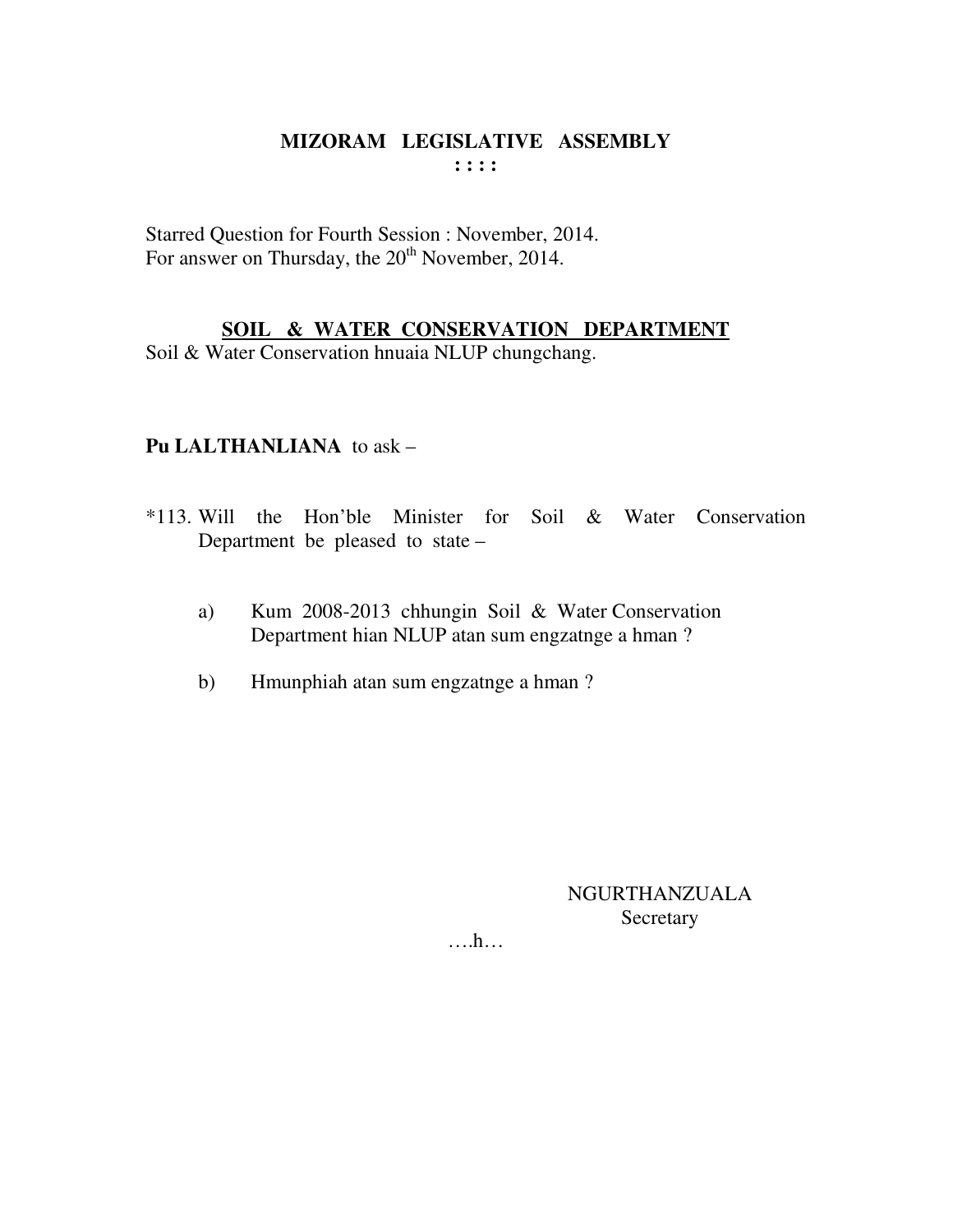# MIZORAM LEGISLATIVE ASSEMBLY

**: : : :**

Starred Question for Fourth Session : November, 2014.
For answer on Thursday, the 20th November, 2014.

## SOIL & WATER CONSERVATION DEPARTMENT

Soil & Water Conservation hnuaia NLUP chungchang.

**Pu LALTHANLIANA** to ask –

*113. Will the Hon'ble Minister for Soil & Water Conservation Department be pleased to state –

a) Kum 2008-2013 chhungin Soil & Water Conservation Department hian NLUP atan sum engzatnge a hman ?

b) Hmunphiah atan sum engzatnge a hman ?

NGURTHANZUALA
Secretary

….h…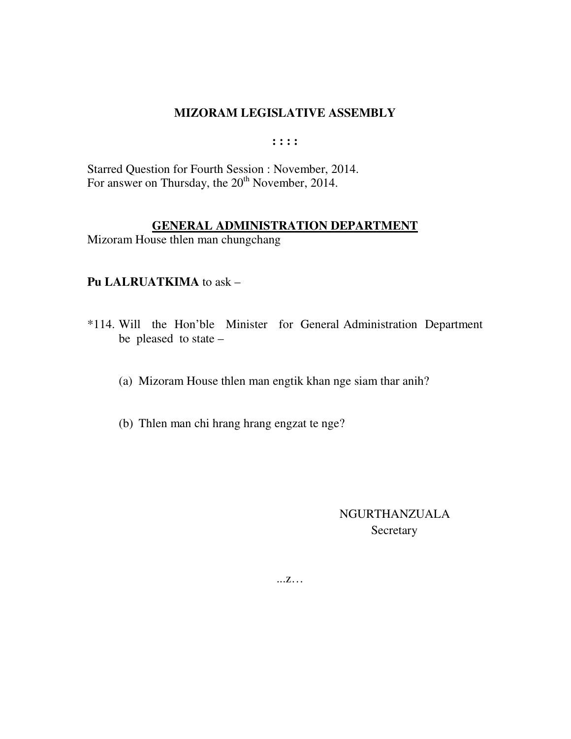# MIZORAM LEGISLATIVE ASSEMBLY

: : : :

Starred Question for Fourth Session : November, 2014.
For answer on Thursday, the 20th November, 2014.

## GENERAL ADMINISTRATION DEPARTMENT

Mizoram House thlen man chungchang

**Pu LALRUATKIMA** to ask –

*114. Will the Hon'ble Minister for General Administration Department be pleased to state –

(a) Mizoram House thlen man engtik khan nge siam thar anih?

(b) Thlen man chi hrang hrang engzat te nge?

NGURTHANZUALA
Secretary

...z…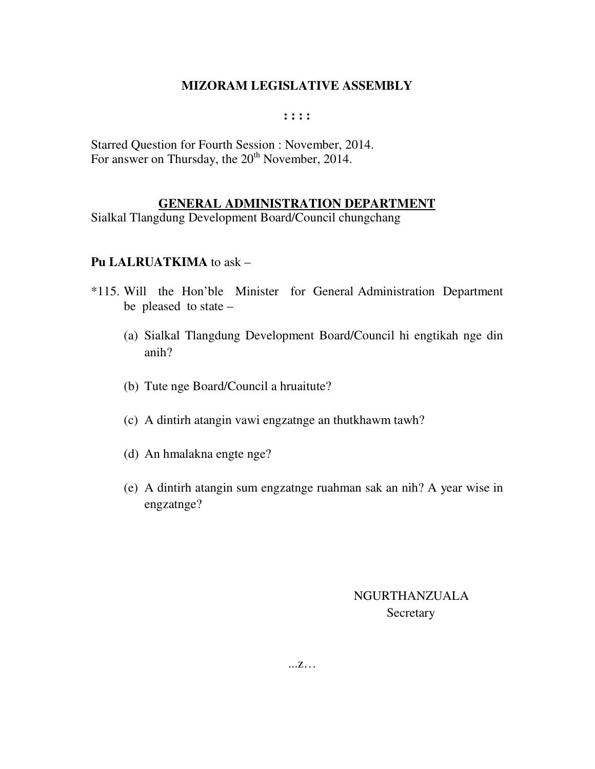# MIZORAM LEGISLATIVE ASSEMBLY

: : : :

Starred Question for Fourth Session : November, 2014.
For answer on Thursday, the 20th November, 2014.

## GENERAL ADMINISTRATION DEPARTMENT

Sialkal Tlangdung Development Board/Council chungchang

**Pu LALRUATKIMA** to ask –

*115. Will the Hon'ble Minister for General Administration Department be pleased to state –

(a) Sialkal Tlangdung Development Board/Council hi engtikah nge din anih?

(b) Tute nge Board/Council a hruaitute?

(c) A dintirh atangin vawi engzatnge an thutkhawm tawh?

(d) An hmalakna engte nge?

(e) A dintirh atangin sum engzatnge ruahman sak an nih? A year wise in engzatnge?

NGURTHANZUALA
Secretary

...z…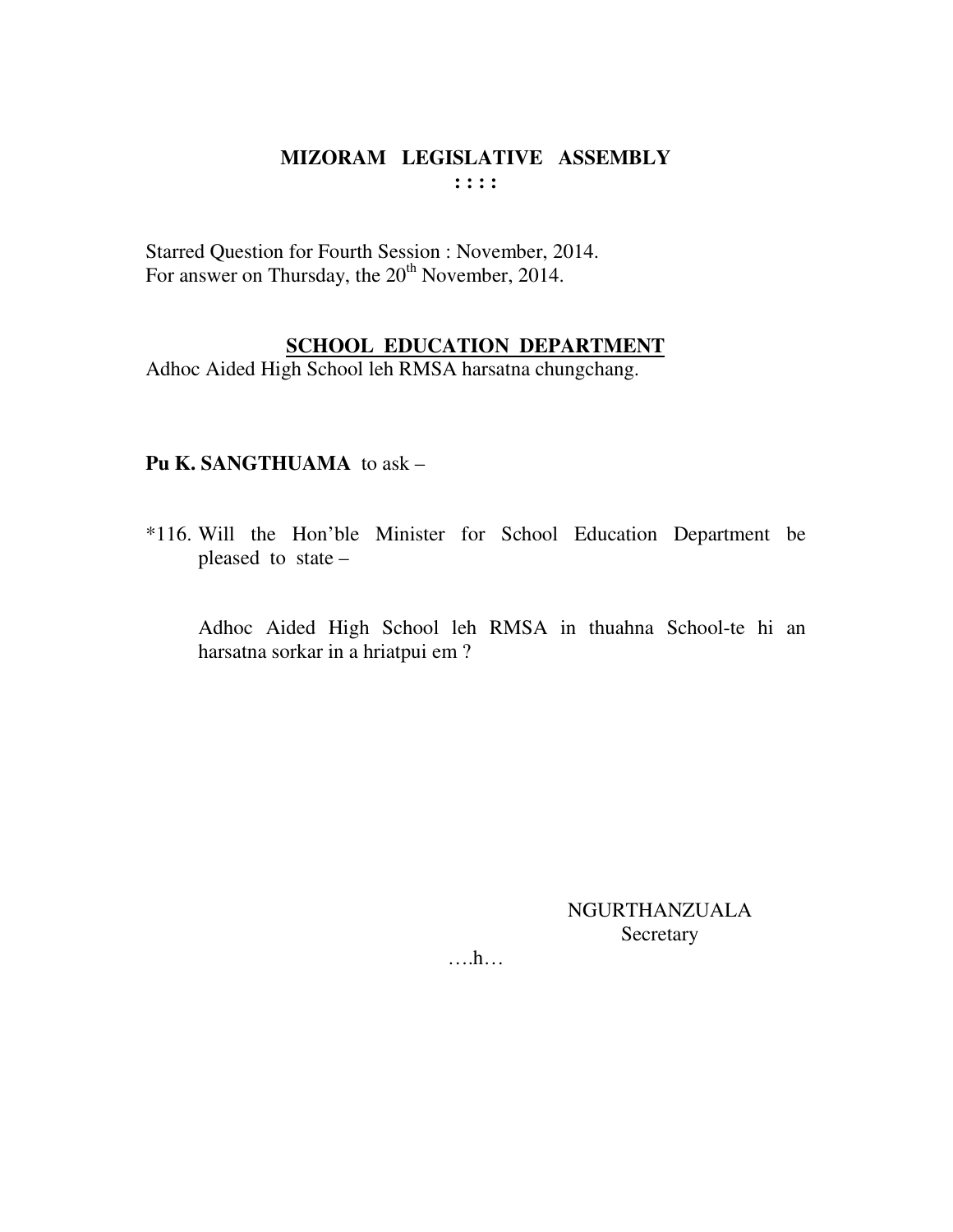# MIZORAM LEGISLATIVE ASSEMBLY

: : : :

Starred Question for Fourth Session : November, 2014.
For answer on Thursday, the 20th November, 2014.

## SCHOOL EDUCATION DEPARTMENT

Adhoc Aided High School leh RMSA harsatna chungchang.

**Pu K. SANGTHUAMA** to ask –

*116. Will the Hon'ble Minister for School Education Department be pleased to state –

Adhoc Aided High School leh RMSA in thuahna School-te hi an harsatna sorkar in a hriatpui em ?

NGURTHANZUALA
Secretary

….h…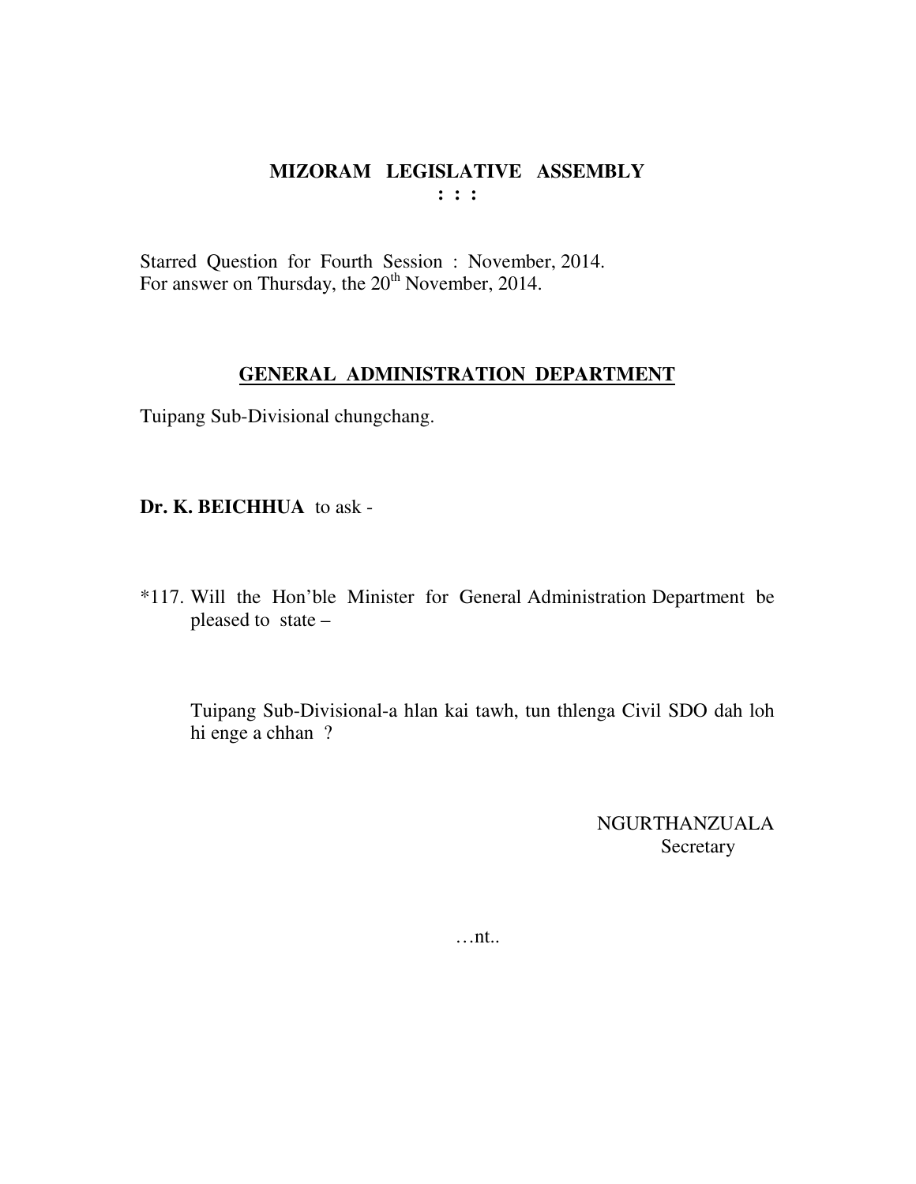# MIZORAM LEGISLATIVE ASSEMBLY

**: : :**

Starred Question for Fourth Session : November, 2014.
For answer on Thursday, the 20th November, 2014.

## GENERAL ADMINISTRATION DEPARTMENT

Tuipang Sub-Divisional chungchang.

**Dr. K. BEICHHUA** to ask -

*117. Will the Hon'ble Minister for General Administration Department be pleased to state –

Tuipang Sub-Divisional-a hlan kai tawh, tun thlenga Civil SDO dah loh hi enge a chhan ?

NGURTHANZUALA
Secretary

…nt..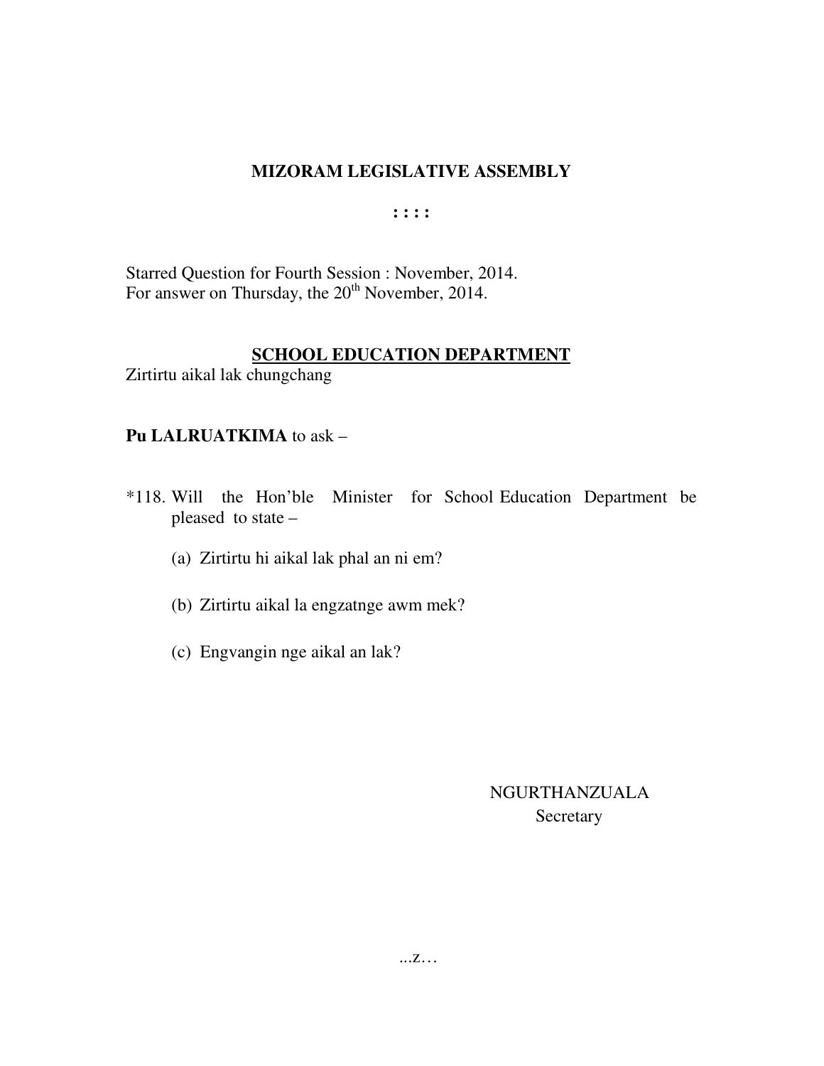# MIZORAM LEGISLATIVE ASSEMBLY

**: : : :**

Starred Question for Fourth Session : November, 2014.
For answer on Thursday, the 20th November, 2014.

## SCHOOL EDUCATION DEPARTMENT

Zirtirtu aikal lak chungchang

**Pu LALRUATKIMA** to ask –

*118. Will the Hon'ble Minister for School Education Department be pleased to state –

(a) Zirtirtu hi aikal lak phal an ni em?

(b) Zirtirtu aikal la engzatnge awm mek?

(c) Engvangin nge aikal an lak?

NGURTHANZUALA
Secretary

...z…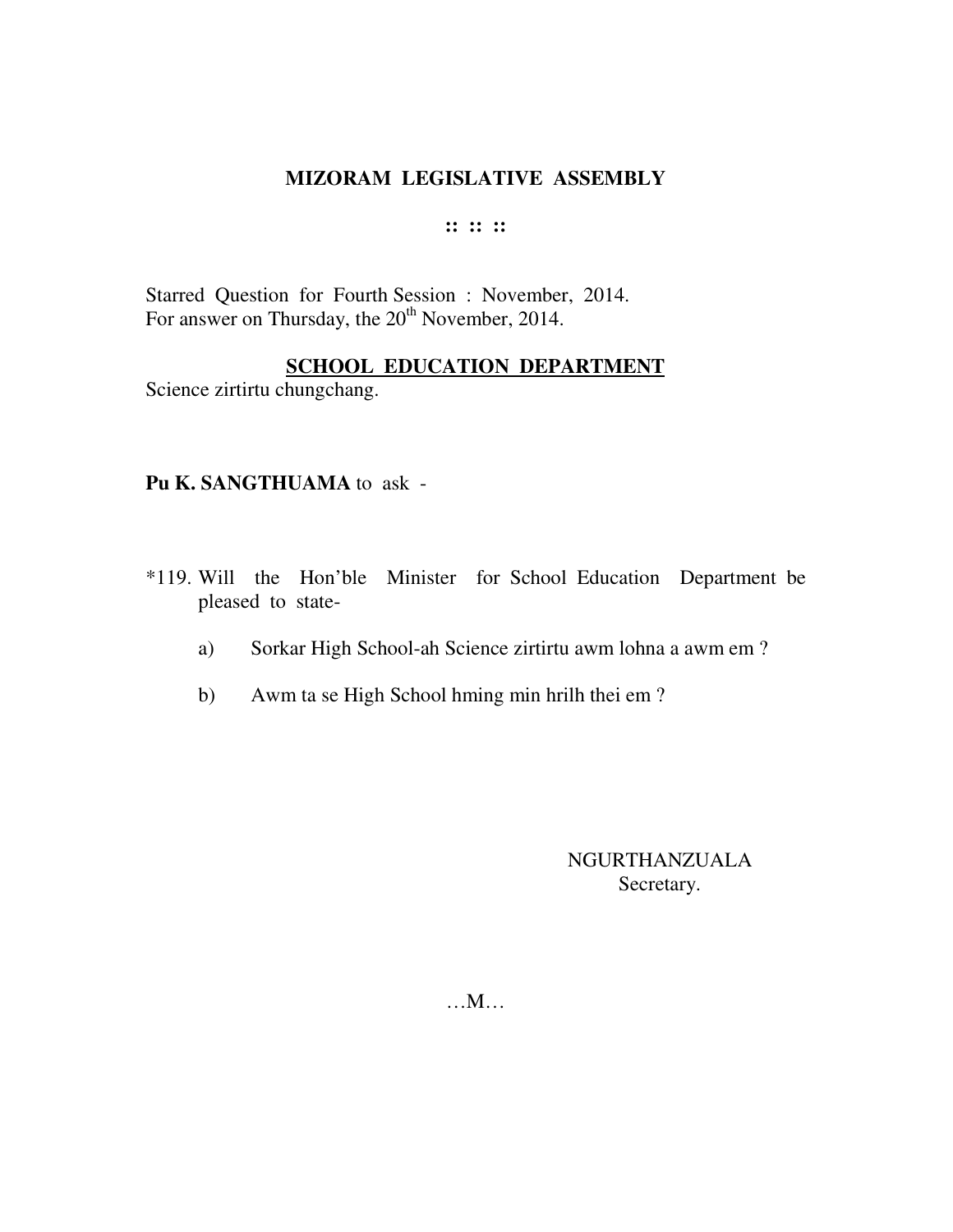# MIZORAM LEGISLATIVE ASSEMBLY

:: :: ::

Starred Question for Fourth Session : November, 2014.
For answer on Thursday, the 20th November, 2014.

## SCHOOL EDUCATION DEPARTMENT

Science zirtirtu chungchang.

**Pu K. SANGTHUAMA** to ask -

*119. Will the Hon'ble Minister for School Education Department be pleased to state-

a) Sorkar High School-ah Science zirtirtu awm lohna a awm em ?

b) Awm ta se High School hming min hrilh thei em ?

NGURTHANZUALA
Secretary.

…M…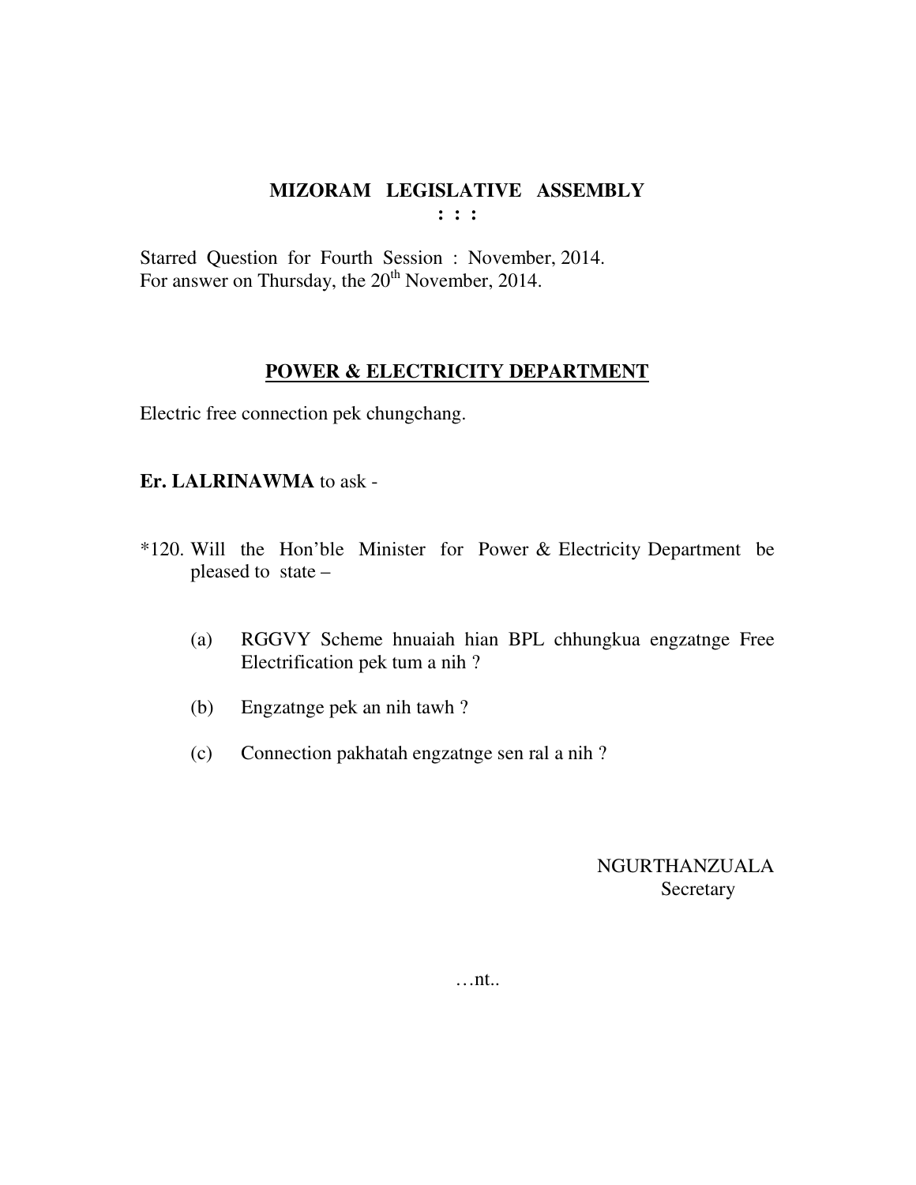# MIZORAM LEGISLATIVE ASSEMBLY

: : :

Starred Question for Fourth Session : November, 2014.
For answer on Thursday, the 20th November, 2014.

## POWER & ELECTRICITY DEPARTMENT

Electric free connection pek chungchang.

**Er. LALRINAWMA** to ask -

*120. Will the Hon'ble Minister for Power & Electricity Department be pleased to state –

(a) RGGVY Scheme hnuaiah hian BPL chhungkua engzatnge Free Electrification pek tum a nih ?

(b) Engzatnge pek an nih tawh ?

(c) Connection pakhatah engzatnge sen ral a nih ?

NGURTHANZUALA
Secretary

…nt..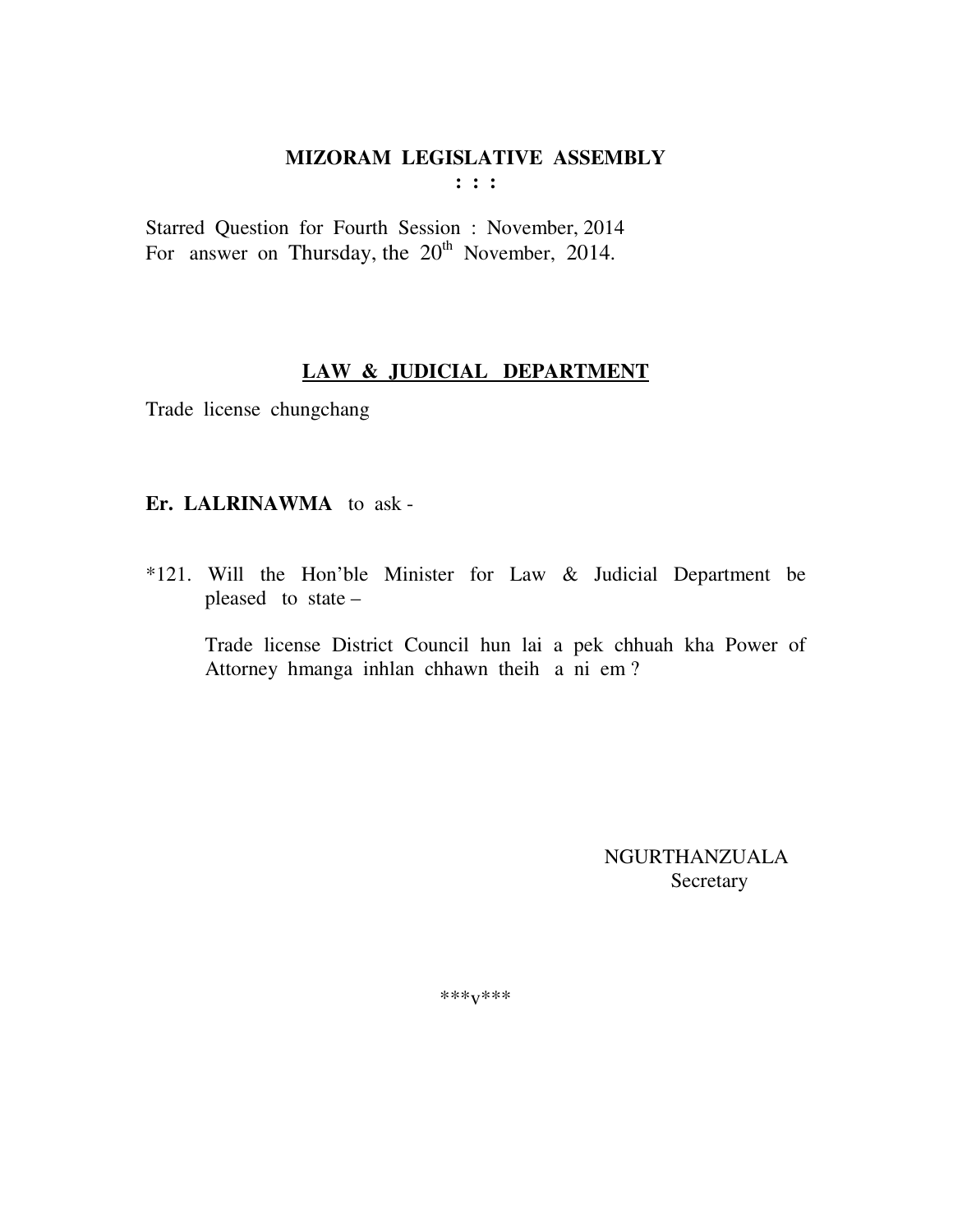# MIZORAM LEGISLATIVE ASSEMBLY

**: : :**

Starred Question for Fourth Session : November, 2014
For answer on Thursday, the 20th November, 2014.

## LAW & JUDICIAL DEPARTMENT

Trade license chungchang

**Er. LALRINAWMA** to ask -

*121. Will the Hon'ble Minister for Law & Judicial Department be pleased to state –

Trade license District Council hun lai a pek chhuah kha Power of Attorney hmanga inhlan chhawn theih a ni em ?

NGURTHANZUALA
Secretary

***v***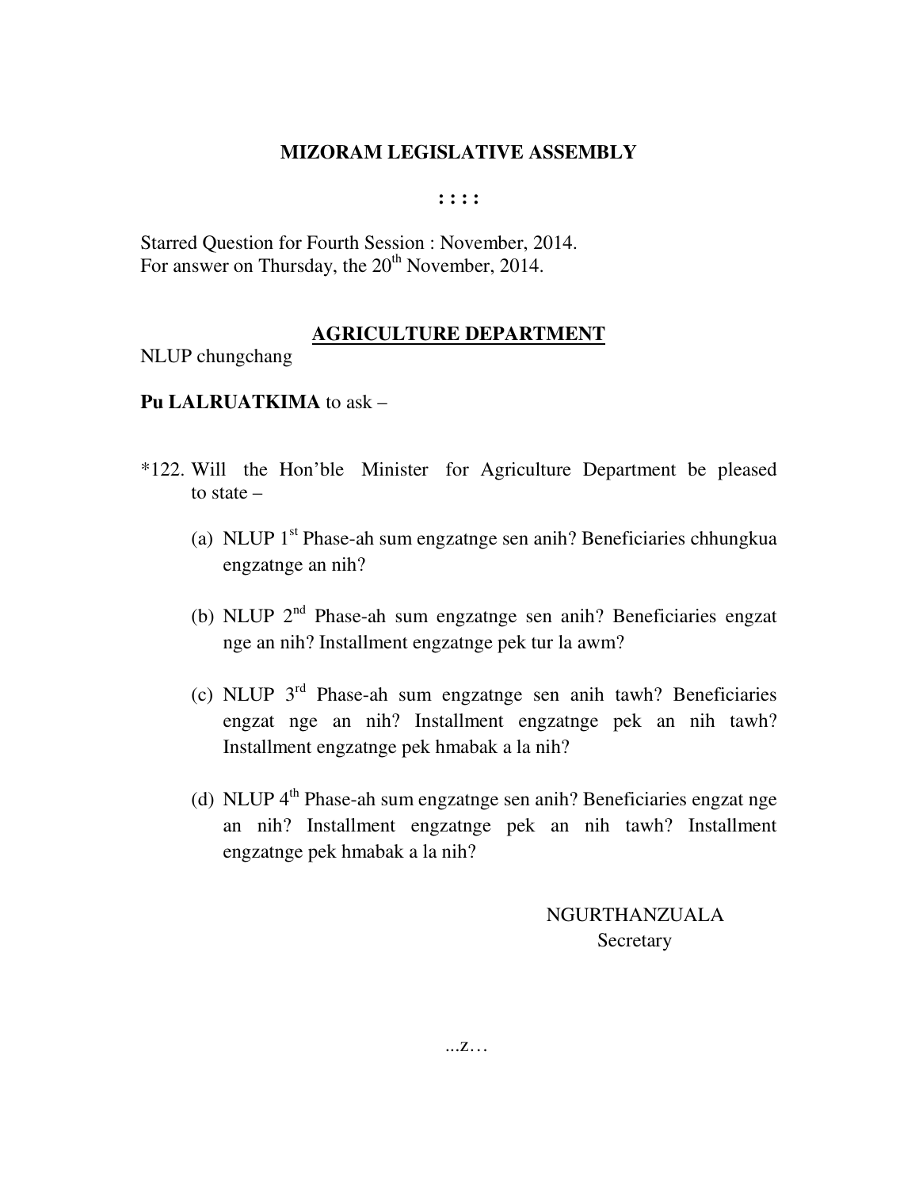# MIZORAM LEGISLATIVE ASSEMBLY

: : : :

Starred Question for Fourth Session : November, 2014.
For answer on Thursday, the 20th November, 2014.

## AGRICULTURE DEPARTMENT

NLUP chungchang

**Pu LALRUATKIMA** to ask –

*122. Will the Hon'ble Minister for Agriculture Department be pleased to state –

(a) NLUP 1st Phase-ah sum engzatnge sen anih? Beneficiaries chhungkua engzatnge an nih?

(b) NLUP 2nd Phase-ah sum engzatnge sen anih? Beneficiaries engzat nge an nih? Installment engzatnge pek tur la awm?

(c) NLUP 3rd Phase-ah sum engzatnge sen anih tawh? Beneficiaries engzat nge an nih? Installment engzatnge pek an nih tawh? Installment engzatnge pek hmabak a la nih?

(d) NLUP 4th Phase-ah sum engzatnge sen anih? Beneficiaries engzat nge an nih? Installment engzatnge pek an nih tawh? Installment engzatnge pek hmabak a la nih?

NGURTHANZUALA
Secretary

...z…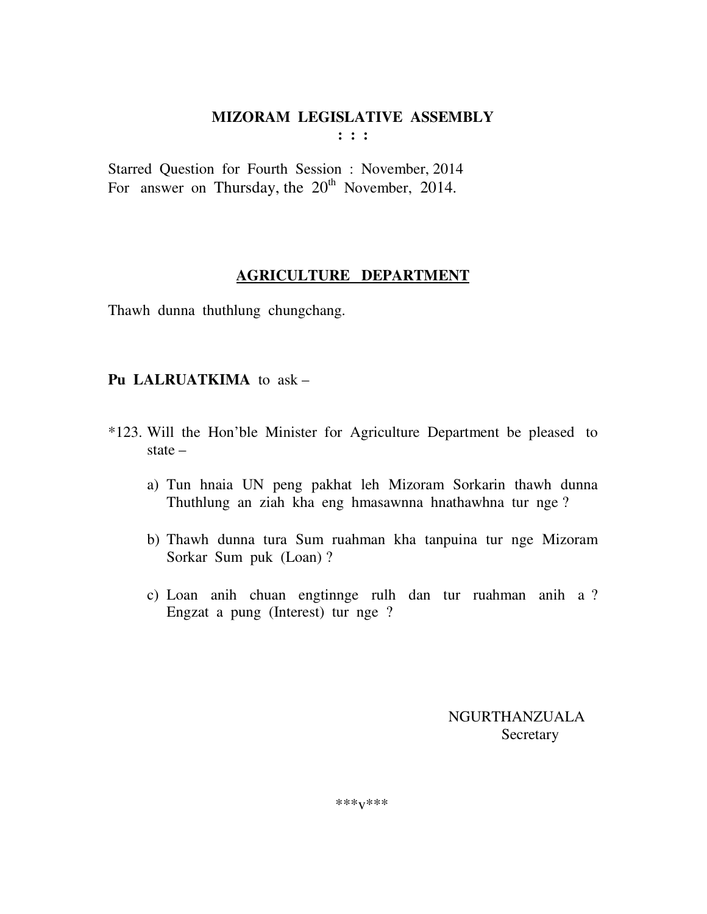# MIZORAM LEGISLATIVE ASSEMBLY

: : :

Starred Question for Fourth Session : November, 2014
For answer on Thursday, the 20th November, 2014.

## AGRICULTURE DEPARTMENT

Thawh dunna thuthlung chungchang.

**Pu LALRUATKIMA** to ask –

*123. Will the Hon'ble Minister for Agriculture Department be pleased to state –

a) Tun hnaia UN peng pakhat leh Mizoram Sorkarin thawh dunna Thuthlung an ziah kha eng hmasawnna hnathawhna tur nge ?

b) Thawh dunna tura Sum ruahman kha tanpuina tur nge Mizoram Sorkar Sum puk (Loan) ?

c) Loan anih chuan engtinnge rulh dan tur ruahman anih a ? Engzat a pung (Interest) tur nge ?

NGURTHANZUALA
Secretary

***v***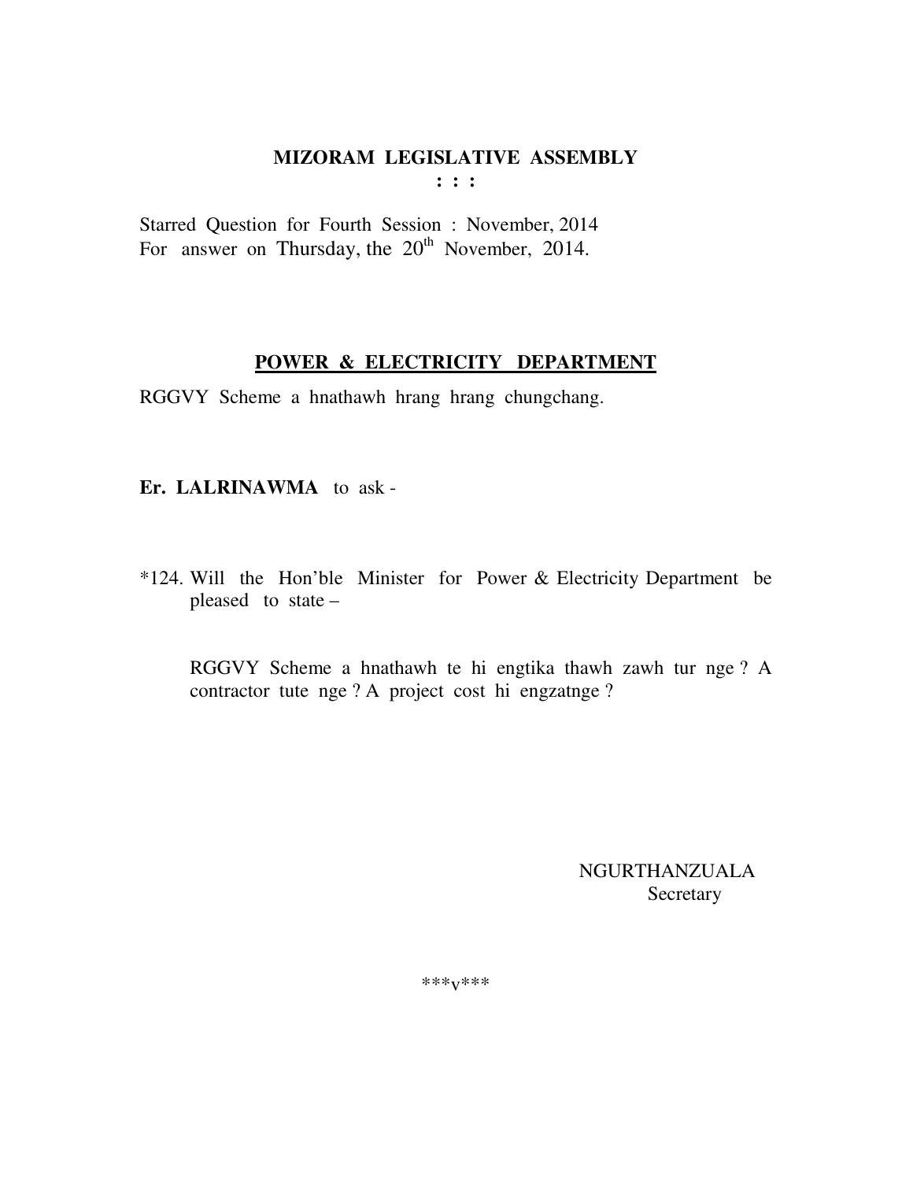# MIZORAM LEGISLATIVE ASSEMBLY

**: : :**

Starred Question for Fourth Session : November, 2014
For answer on Thursday, the 20th November, 2014.

## POWER & ELECTRICITY DEPARTMENT

RGGVY Scheme a hnathawh hrang hrang chungchang.

**Er. LALRINAWMA** to ask -

*124. Will the Hon'ble Minister for Power & Electricity Department be pleased to state –

RGGVY Scheme a hnathawh te hi engtika thawh zawh tur nge ? A contractor tute nge ? A project cost hi engzatnge ?

NGURTHANZUALA
Secretary

***v***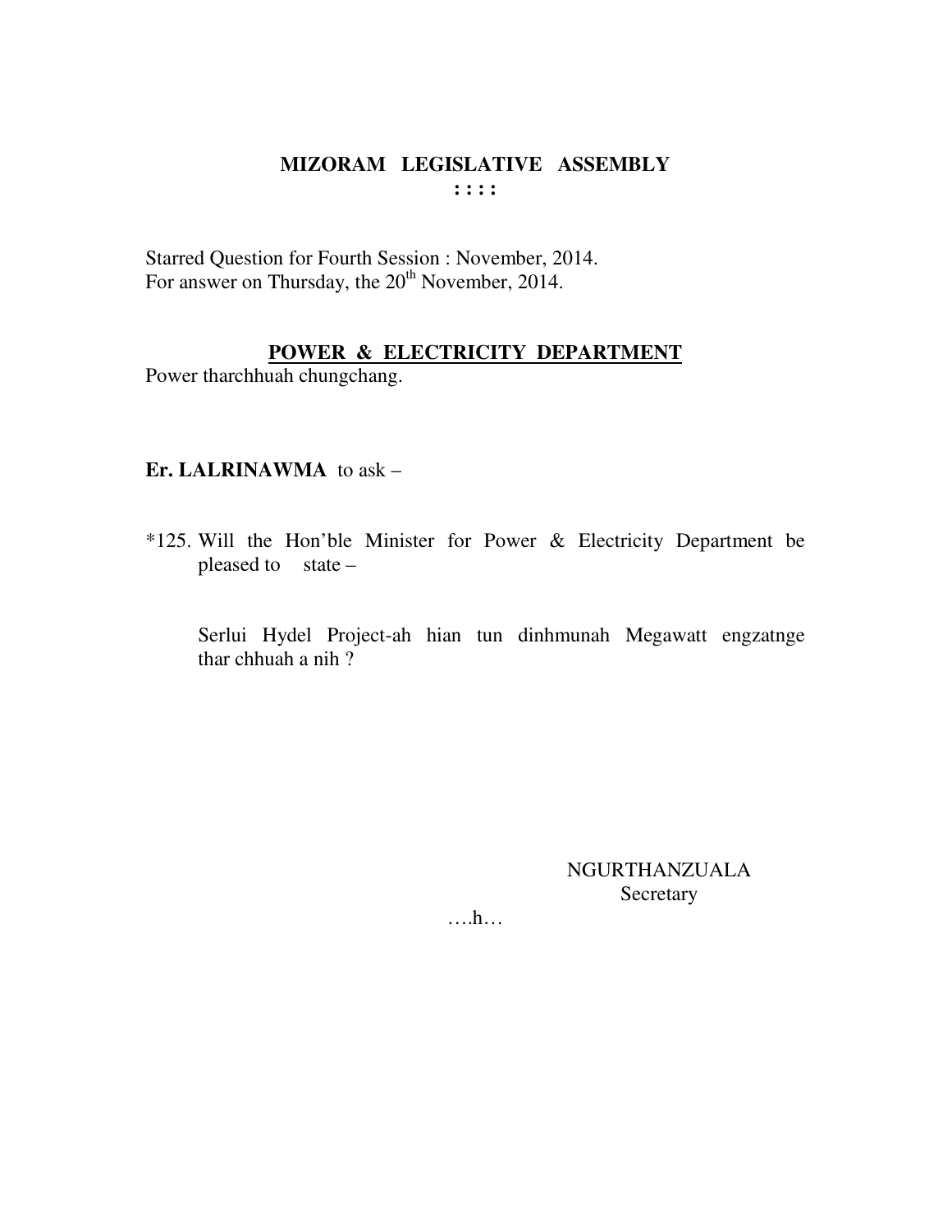# MIZORAM LEGISLATIVE ASSEMBLY

**: : : :**

Starred Question for Fourth Session : November, 2014.
For answer on Thursday, the 20th November, 2014.

## POWER & ELECTRICITY DEPARTMENT

Power tharchhuah chungchang.

**Er. LALRINAWMA** to ask –

*125. Will the Hon'ble Minister for Power & Electricity Department be pleased to state –

Serlui Hydel Project-ah hian tun dinhmunah Megawatt engzatnge thar chhuah a nih ?

NGURTHANZUALA
Secretary

….h…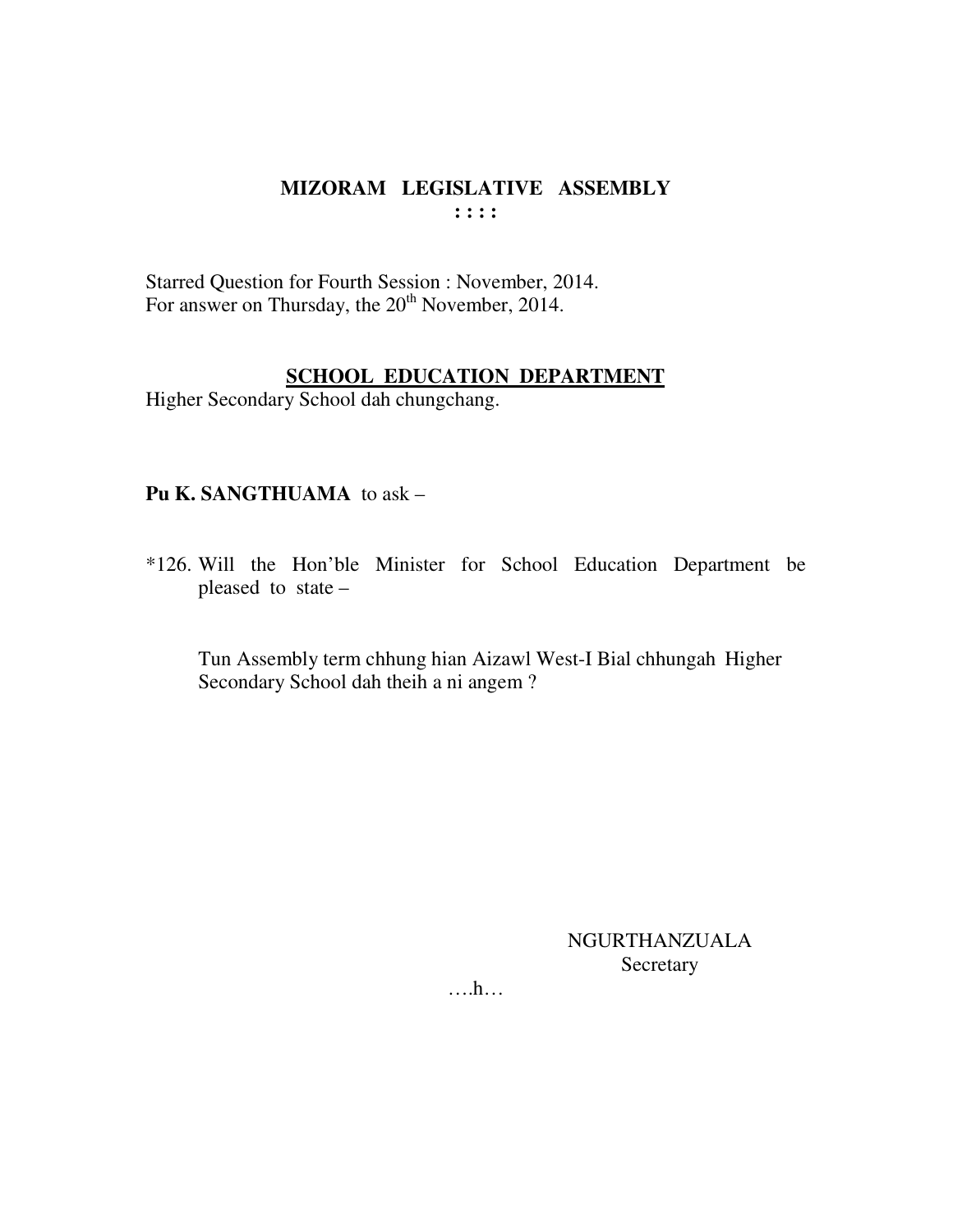# MIZORAM LEGISLATIVE ASSEMBLY

**: : : :**

Starred Question for Fourth Session : November, 2014.
For answer on Thursday, the 20th November, 2014.

## SCHOOL EDUCATION DEPARTMENT

Higher Secondary School dah chungchang.

**Pu K. SANGTHUAMA** to ask –

*126. Will the Hon'ble Minister for School Education Department be pleased to state –

Tun Assembly term chhung hian Aizawl West-I Bial chhungah Higher Secondary School dah theih a ni angem ?

NGURTHANZUALA
Secretary

….h…